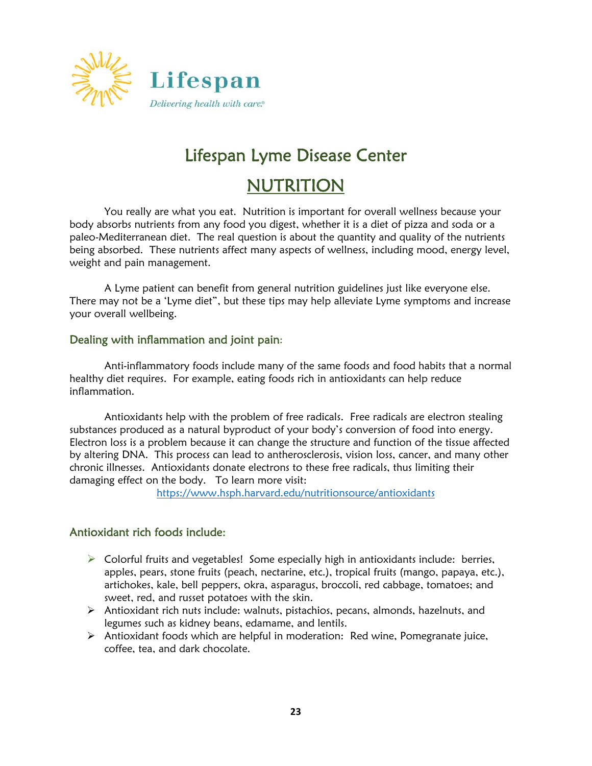Lifespan

*Delivering health with care.*®

# Lifespan Lyme Disease Center

## NUTRITION

You really are what you eat. Nutrition is important for overall wellness because your body absorbs nutrients from any food you digest, whether it is a diet of pizza and soda or a paleo-Mediterranean diet. The real question is about the quantity and quality of the nutrients being absorbed. These nutrients affect many aspects of wellness, including mood, energy level, weight and pain management.

A Lyme patient can benefit from general nutrition guidelines just like everyone else. There may not be a 'Lyme diet", but these tips may help alleviate Lyme symptoms and increase your overall wellbeing.

### Dealing with inflammation and joint pain:

Anti-inflammatory foods include many of the same foods and food habits that a normal healthy diet requires. For example, eating foods rich in antioxidants can help reduce inflammation.

Antioxidants help with the problem of free radicals. Free radicals are electron stealing substances produced as a natural byproduct of your body's conversion of food into energy. Electron loss is a problem because it can change the structure and function of the tissue affected by altering DNA. This process can lead to antherosclerosis, vision loss, cancer, and many other chronic illnesses. Antioxidants donate electrons to these free radicals, thus limiting their damaging effect on the body. To learn more visit:

https://www.hsph.harvard.edu/nutritionsource/antioxidants

### Antioxidant rich foods include:

- Colorful fruits and vegetables! Some especially high in antioxidants include: berries, apples, pears, stone fruits (peach, nectarine, etc.), tropical fruits (mango, papaya, etc.), artichokes, kale, bell peppers, okra, asparagus, broccoli, red cabbage, tomatoes; and sweet, red, and russet potatoes with the skin.
- Antioxidant rich nuts include: walnuts, pistachios, pecans, almonds, hazelnuts, and legumes such as kidney beans, edamame, and lentils.
- Antioxidant foods which are helpful in moderation: Red wine, Pomegranate juice, coffee, tea, and dark chocolate.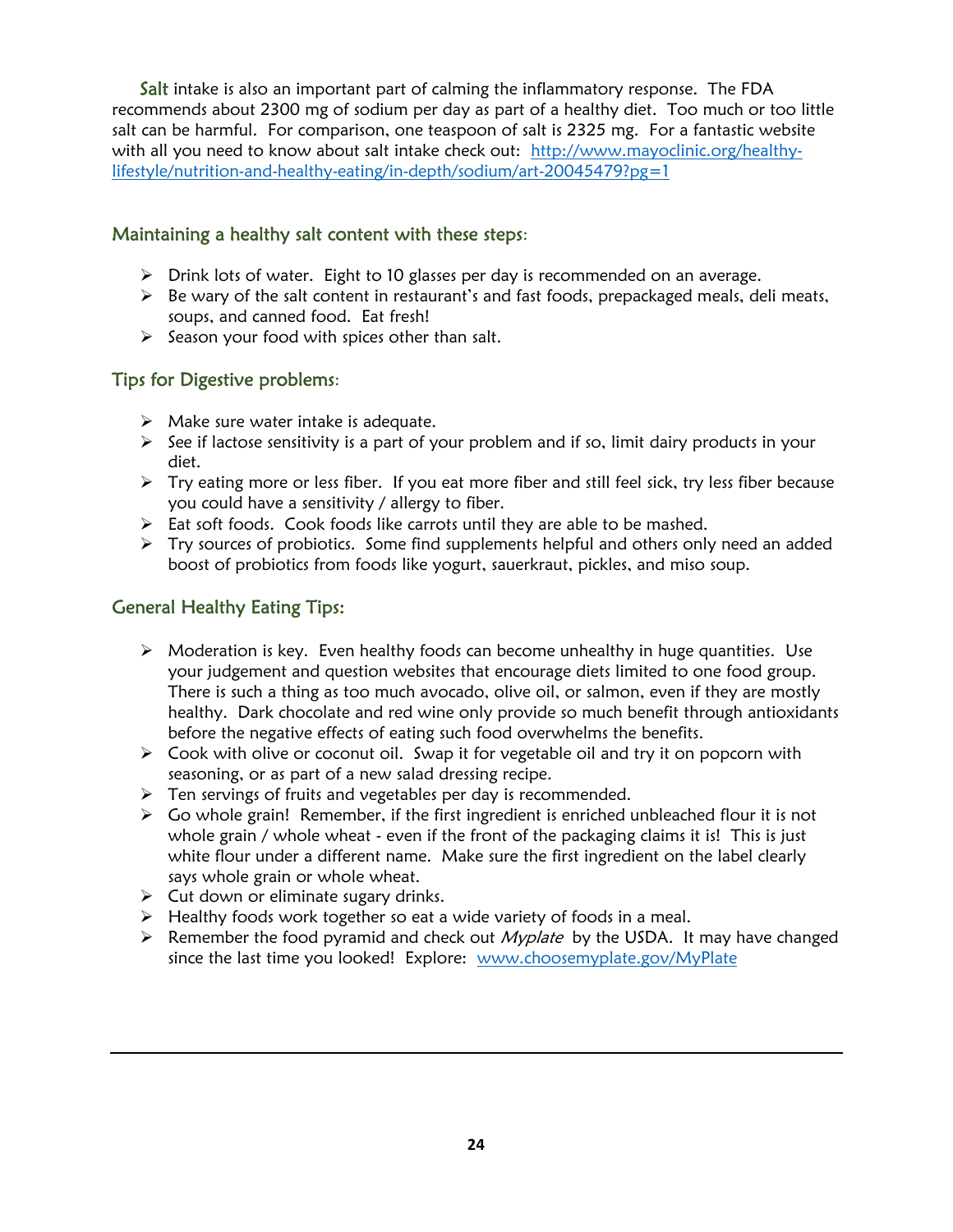Salt intake is also an important part of calming the inflammatory response. The FDA recommends about 2300 mg of sodium per day as part of a healthy diet. Too much or too little salt can be harmful. For comparison, one teaspoon of salt is 2325 mg. For a fantastic website with all you need to know about salt intake check out: [http://www.mayoclinic.org/healthy-lifestyle/nutrition-and-healthy-eating/in-depth/sodium/art-20045479?pg=1](http://www.mayoclinic.org/healthy-lifestyle/nutrition-and-healthy-eating/in-depth/sodium/art-20045479?pg=1)

### Maintaining a healthy salt content with these steps:

- Drink lots of water. Eight to 10 glasses per day is recommended on an average.
- Be wary of the salt content in restaurant's and fast foods, prepackaged meals, deli meats, soups, and canned food. Eat fresh!
- Season your food with spices other than salt.

### Tips for Digestive problems:

- Make sure water intake is adequate.
- See if lactose sensitivity is a part of your problem and if so, limit dairy products in your diet.
- Try eating more or less fiber. If you eat more fiber and still feel sick, try less fiber because you could have a sensitivity / allergy to fiber.
- Eat soft foods. Cook foods like carrots until they are able to be mashed.
- Try sources of probiotics. Some find supplements helpful and others only need an added boost of probiotics from foods like yogurt, sauerkraut, pickles, and miso soup.

### General Healthy Eating Tips:

- Moderation is key. Even healthy foods can become unhealthy in huge quantities. Use your judgement and question websites that encourage diets limited to one food group. There is such a thing as too much avocado, olive oil, or salmon, even if they are mostly healthy. Dark chocolate and red wine only provide so much benefit through antioxidants before the negative effects of eating such food overwhelms the benefits.
- Cook with olive or coconut oil. Swap it for vegetable oil and try it on popcorn with seasoning, or as part of a new salad dressing recipe.
- Ten servings of fruits and vegetables per day is recommended.
- Go whole grain! Remember, if the first ingredient is enriched unbleached flour it is not whole grain / whole wheat - even if the front of the packaging claims it is! This is just white flour under a different name. Make sure the first ingredient on the label clearly says whole grain or whole wheat.
- Cut down or eliminate sugary drinks.
- Healthy foods work together so eat a wide variety of foods in a meal.
- Remember the food pyramid and check out *Myplate* by the USDA. It may have changed since the last time you looked! Explore: [www.choosemyplate.gov/MyPlate](www.choosemyplate.gov/MyPlate)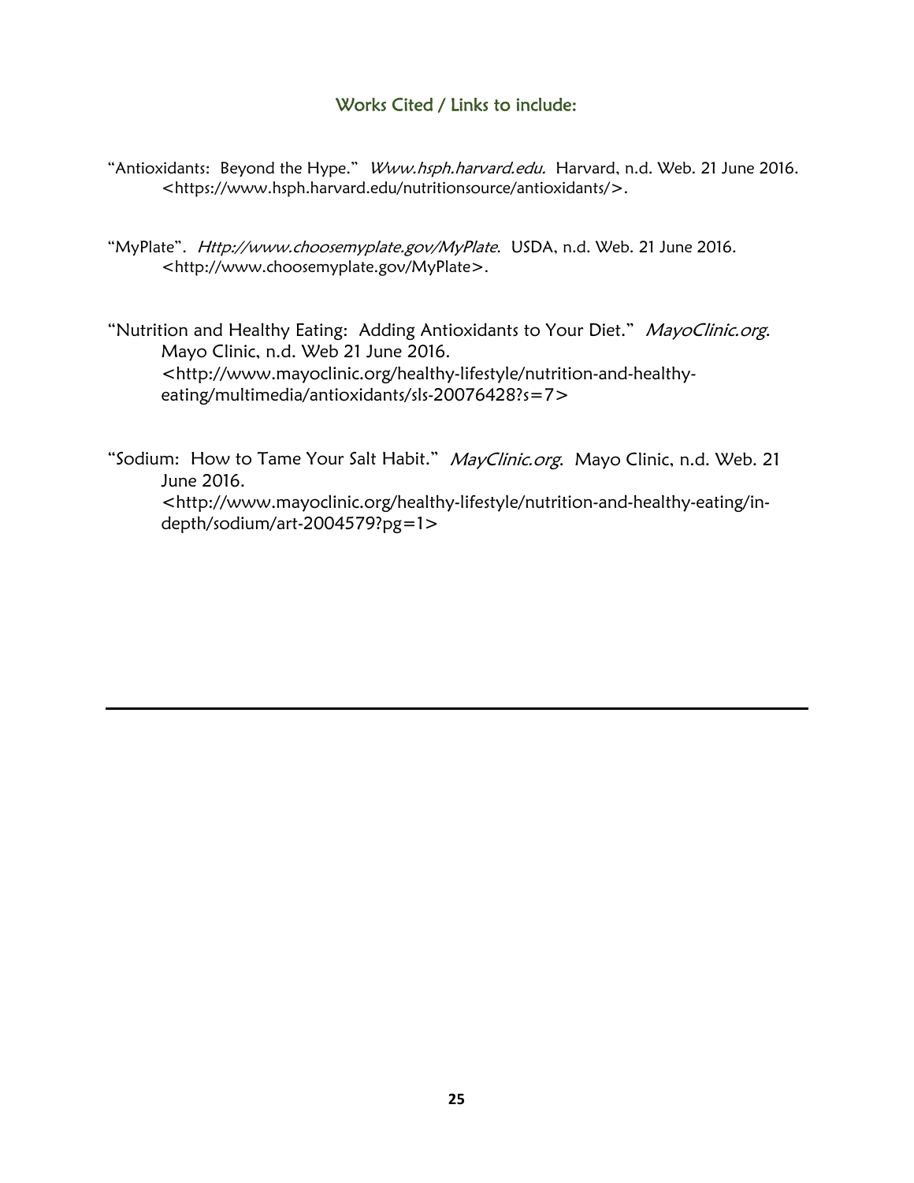## Works Cited / Links to include:

"Antioxidants: Beyond the Hype." *Www.hsph.harvard.edu.* Harvard, n.d. Web. 21 June 2016. <https://www.hsph.harvard.edu/nutritionsource/antioxidants/>.

"MyPlate". *Http://www.choosemyplate.gov/MyPlate*. USDA, n.d. Web. 21 June 2016. <http://www.choosemyplate.gov/MyPlate>.

"Nutrition and Healthy Eating: Adding Antioxidants to Your Diet." *MayoClinic.org*. Mayo Clinic, n.d. Web 21 June 2016. <http://www.mayoclinic.org/healthy-lifestyle/nutrition-and-healthy-eating/multimedia/antioxidants/sls-20076428?s=7>

"Sodium: How to Tame Your Salt Habit." *MayClinic.org*. Mayo Clinic, n.d. Web. 21 June 2016. <http://www.mayoclinic.org/healthy-lifestyle/nutrition-and-healthy-eating/in-depth/sodium/art-2004579?pg=1>